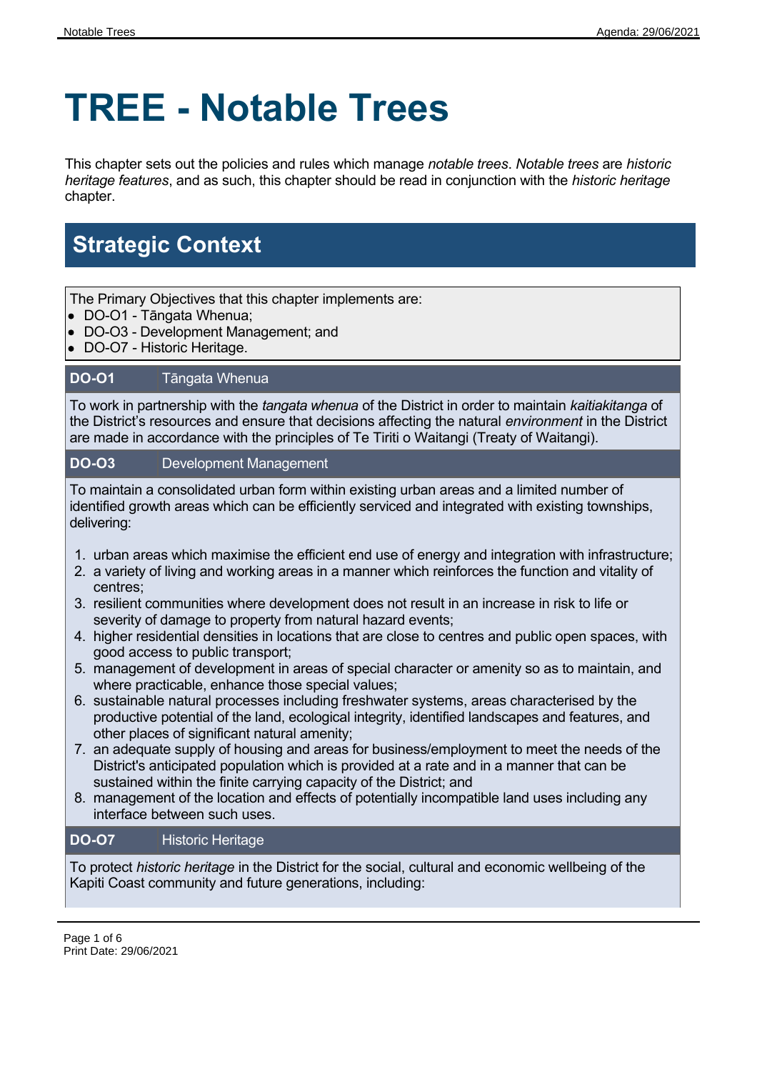# TREE - Notable Trees

This chapter sets out the policies and rules which manage *notable trees*. *Notable trees* are *historic heritage features*, and as such, this chapter should be read in conjunction with the *historic heritage* chapter.

## Strategic Context

The Primary Objectives that this chapter implements are:

- DO-O1 - Tāngata Whenua;
- DO-O3 - Development Management; and
- DO-O7 - Historic Heritage.

**DO-O1** Tāngata Whenua

To work in partnership with the *tangata whenua* of the District in order to maintain *kaitiakitanga* of the District's resources and ensure that decisions affecting the natural *environment* in the District are made in accordance with the principles of Te Tiriti o Waitangi (Treaty of Waitangi).

**DO-O3** Development Management

To maintain a consolidated urban form within existing urban areas and a limited number of identified growth areas which can be efficiently serviced and integrated with existing townships, delivering:

1. urban areas which maximise the efficient end use of energy and integration with infrastructure;
2. a variety of living and working areas in a manner which reinforces the function and vitality of centres;
3. resilient communities where development does not result in an increase in risk to life or severity of damage to property from natural hazard events;
4. higher residential densities in locations that are close to centres and public open spaces, with good access to public transport;
5. management of development in areas of special character or amenity so as to maintain, and where practicable, enhance those special values;
6. sustainable natural processes including freshwater systems, areas characterised by the productive potential of the land, ecological integrity, identified landscapes and features, and other places of significant natural amenity;
7. an adequate supply of housing and areas for business/employment to meet the needs of the District's anticipated population which is provided at a rate and in a manner that can be sustained within the finite carrying capacity of the District; and
8. management of the location and effects of potentially incompatible land uses including any interface between such uses.

**DO-O7** Historic Heritage

To protect *historic heritage* in the District for the social, cultural and economic wellbeing of the Kapiti Coast community and future generations, including: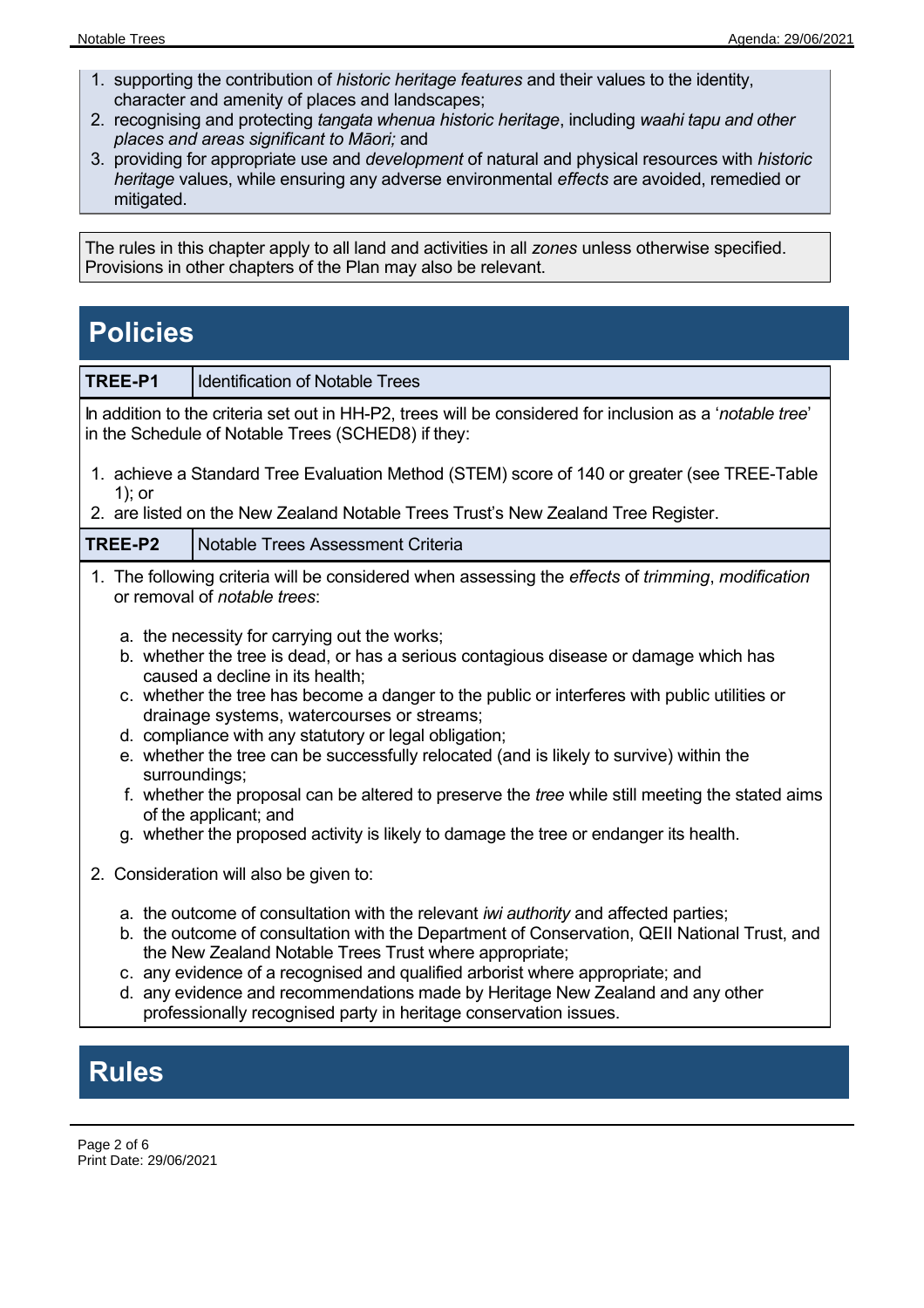1. supporting the contribution of *historic heritage features* and their values to the identity, character and amenity of places and landscapes;
2. recognising and protecting *tangata whenua historic heritage*, including *waahi tapu and other places and areas significant to Māori;* and
3. providing for appropriate use and *development* of natural and physical resources with *historic heritage* values, while ensuring any adverse environmental *effects* are avoided, remedied or mitigated.

The rules in this chapter apply to all land and activities in all *zones* unless otherwise specified. Provisions in other chapters of the Plan may also be relevant.

# Policies

| **TREE-P1** | Identification of Notable Trees |
|---|---|

In addition to the criteria set out in HH-P2, trees will be considered for inclusion as a '*notable tree*' in the Schedule of Notable Trees (SCHED8) if they:

1. achieve a Standard Tree Evaluation Method (STEM) score of 140 or greater (see TREE-Table 1); or
2. are listed on the New Zealand Notable Trees Trust's New Zealand Tree Register.

| **TREE-P2** | Notable Trees Assessment Criteria |
|---|---|

1. The following criteria will be considered when assessing the *effects* of *trimming*, *modification* or removal of *notable trees*:
   a. the necessity for carrying out the works;
   b. whether the tree is dead, or has a serious contagious disease or damage which has caused a decline in its health;
   c. whether the tree has become a danger to the public or interferes with public utilities or drainage systems, watercourses or streams;
   d. compliance with any statutory or legal obligation;
   e. whether the tree can be successfully relocated (and is likely to survive) within the surroundings;
   f. whether the proposal can be altered to preserve the *tree* while still meeting the stated aims of the applicant; and
   g. whether the proposed activity is likely to damage the tree or endanger its health.
2. Consideration will also be given to:
   a. the outcome of consultation with the relevant *iwi authority* and affected parties;
   b. the outcome of consultation with the Department of Conservation, QEII National Trust, and the New Zealand Notable Trees Trust where appropriate;
   c. any evidence of a recognised and qualified arborist where appropriate; and
   d. any evidence and recommendations made by Heritage New Zealand and any other professionally recognised party in heritage conservation issues.

# Rules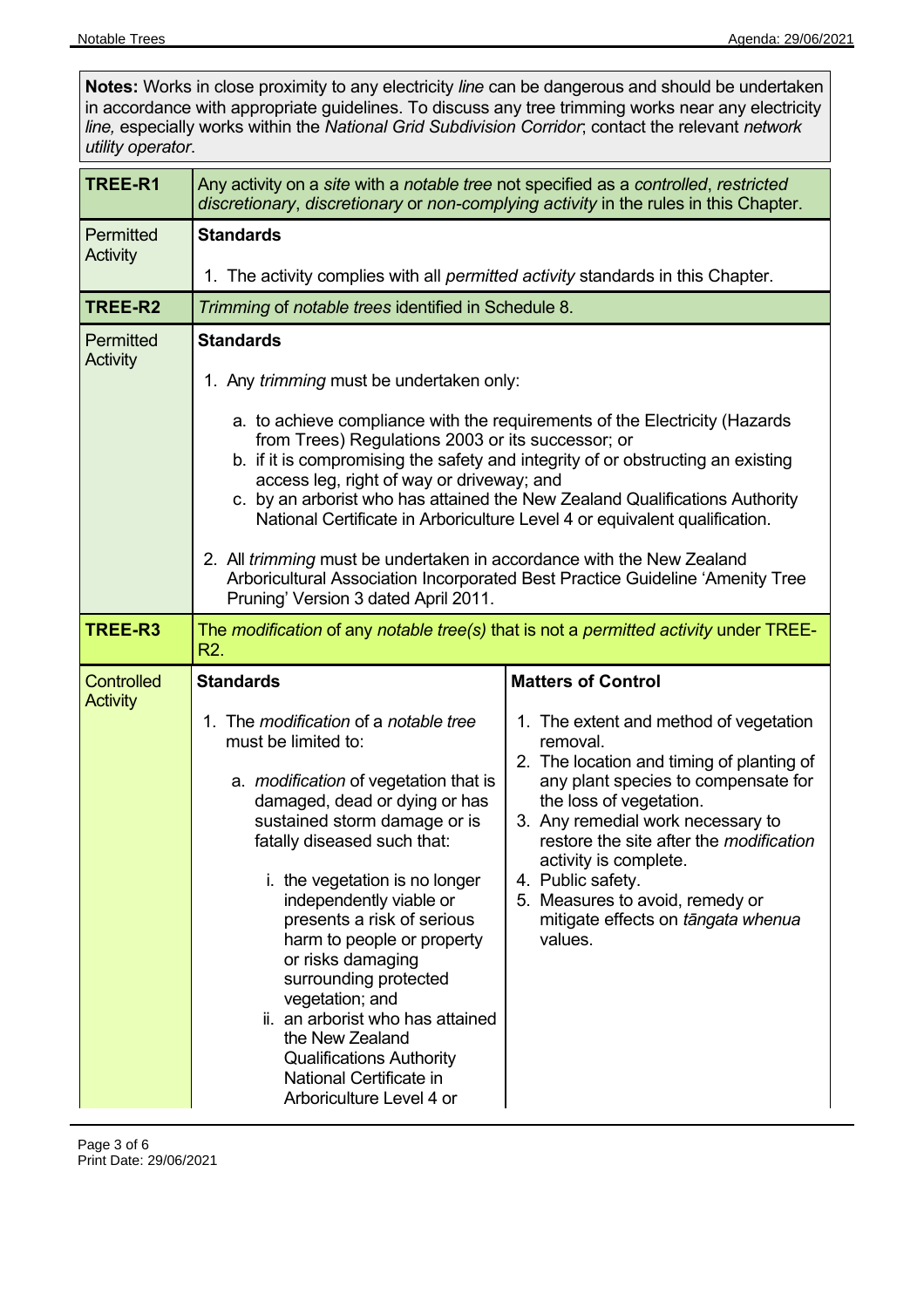**Notes:** Works in close proximity to any electricity *line* can be dangerous and should be undertaken in accordance with appropriate guidelines. To discuss any tree trimming works near any electricity *line,* especially works within the *National Grid Subdivision Corridor*; contact the relevant *network utility operator*.

| **TREE-R1** | Any activity on a *site* with a *notable tree* not specified as a *controlled*, *restricted discretionary*, *discretionary* or *non-complying activity* in the rules in this Chapter. | |
|---|---|---|
| Permitted Activity | **Standards**<br><br>1. The activity complies with all *permitted activity* standards in this Chapter. | |
| **TREE-R2** | *Trimming* of *notable trees* identified in Schedule 8. | |
| Permitted Activity | **Standards**<br><br>1. Any *trimming* must be undertaken only:<br><br>a. to achieve compliance with the requirements of the Electricity (Hazards from Trees) Regulations 2003 or its successor; or<br>b. if it is compromising the safety and integrity of or obstructing an existing access leg, right of way or driveway; and<br>c. by an arborist who has attained the New Zealand Qualifications Authority National Certificate in Arboriculture Level 4 or equivalent qualification.<br><br>2. All *trimming* must be undertaken in accordance with the New Zealand Arboricultural Association Incorporated Best Practice Guideline 'Amenity Tree Pruning' Version 3 dated April 2011. | |
| **TREE-R3** | The *modification* of any *notable tree(s)* that is not a *permitted activity* under TREE-R2. | |
| Controlled Activity | **Standards**<br><br>1. The *modification* of a *notable tree* must be limited to:<br><br>a. *modification* of vegetation that is damaged, dead or dying or has sustained storm damage or is fatally diseased such that:<br><br>i. the vegetation is no longer independently viable or presents a risk of serious harm to people or property or risks damaging surrounding protected vegetation; and<br>ii. an arborist who has attained the New Zealand Qualifications Authority National Certificate in Arboriculture Level 4 or | **Matters of Control**<br><br>1. The extent and method of vegetation removal.<br>2. The location and timing of planting of any plant species to compensate for the loss of vegetation.<br>3. Any remedial work necessary to restore the site after the *modification* activity is complete.<br>4. Public safety.<br>5. Measures to avoid, remedy or mitigate effects on *tāngata whenua* values. |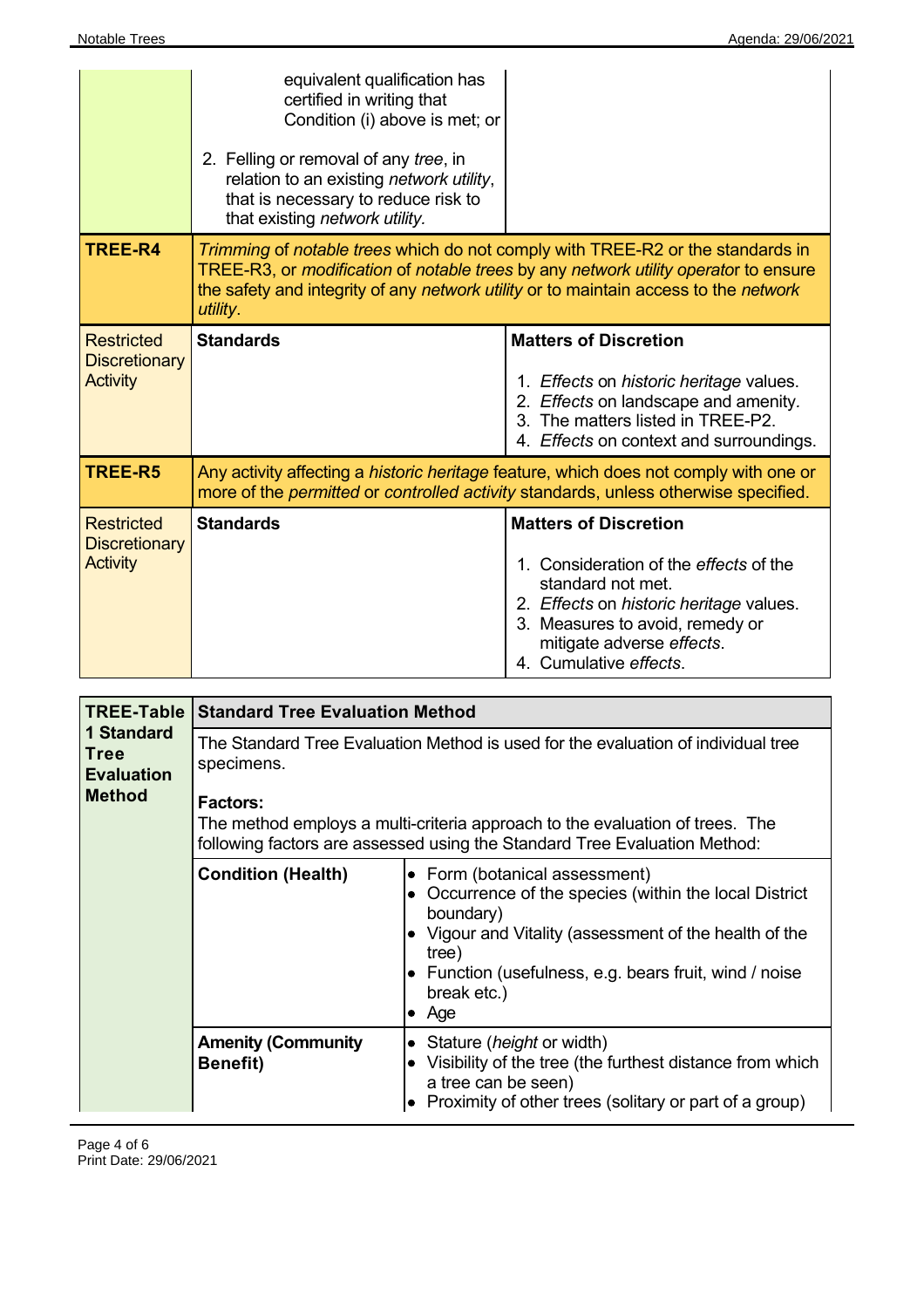| | | |
|---|---|---|
| | equivalent qualification has certified in writing that Condition (i) above is met; or<br><br>2. Felling or removal of any *tree*, in relation to an existing *network utility*, that is necessary to reduce risk to that existing *network utility*. | |
| **TREE-R4** | *Trimming* of *notable trees* which do not comply with TREE-R2 or the standards in TREE-R3, or *modification* of *notable trees* by any *network utility operator* to ensure the safety and integrity of any *network utility* or to maintain access to the *network utility*. | |
| Restricted Discretionary Activity | **Standards** | **Matters of Discretion**<br><br>1. *Effects* on *historic heritage* values.<br>2. *Effects* on landscape and amenity.<br>3. The matters listed in TREE-P2.<br>4. *Effects* on context and surroundings. |
| **TREE-R5** | Any activity affecting a *historic heritage* feature, which does not comply with one or more of the *permitted* or *controlled activity* standards, unless otherwise specified. | |
| Restricted Discretionary Activity | **Standards** | **Matters of Discretion**<br><br>1. Consideration of the *effects* of the standard not met.<br>2. *Effects* on *historic heritage* values.<br>3. Measures to avoid, remedy or mitigate adverse *effects*.<br>4. Cumulative *effects*. |

| **TREE-Table 1 Standard Tree Evaluation Method** | **Standard Tree Evaluation Method** | |
|---|---|---|
| | The Standard Tree Evaluation Method is used for the evaluation of individual tree specimens.<br><br>**Factors:**<br>The method employs a multi-criteria approach to the evaluation of trees. The following factors are assessed using the Standard Tree Evaluation Method: | |
| | **Condition (Health)** | • Form (botanical assessment)<br>• Occurrence of the species (within the local District boundary)<br>• Vigour and Vitality (assessment of the health of the tree)<br>• Function (usefulness, e.g. bears fruit, wind / noise break etc.)<br>• Age |
| | **Amenity (Community Benefit)** | • Stature (*height* or width)<br>• Visibility of the tree (the furthest distance from which a tree can be seen)<br>• Proximity of other trees (solitary or part of a group) |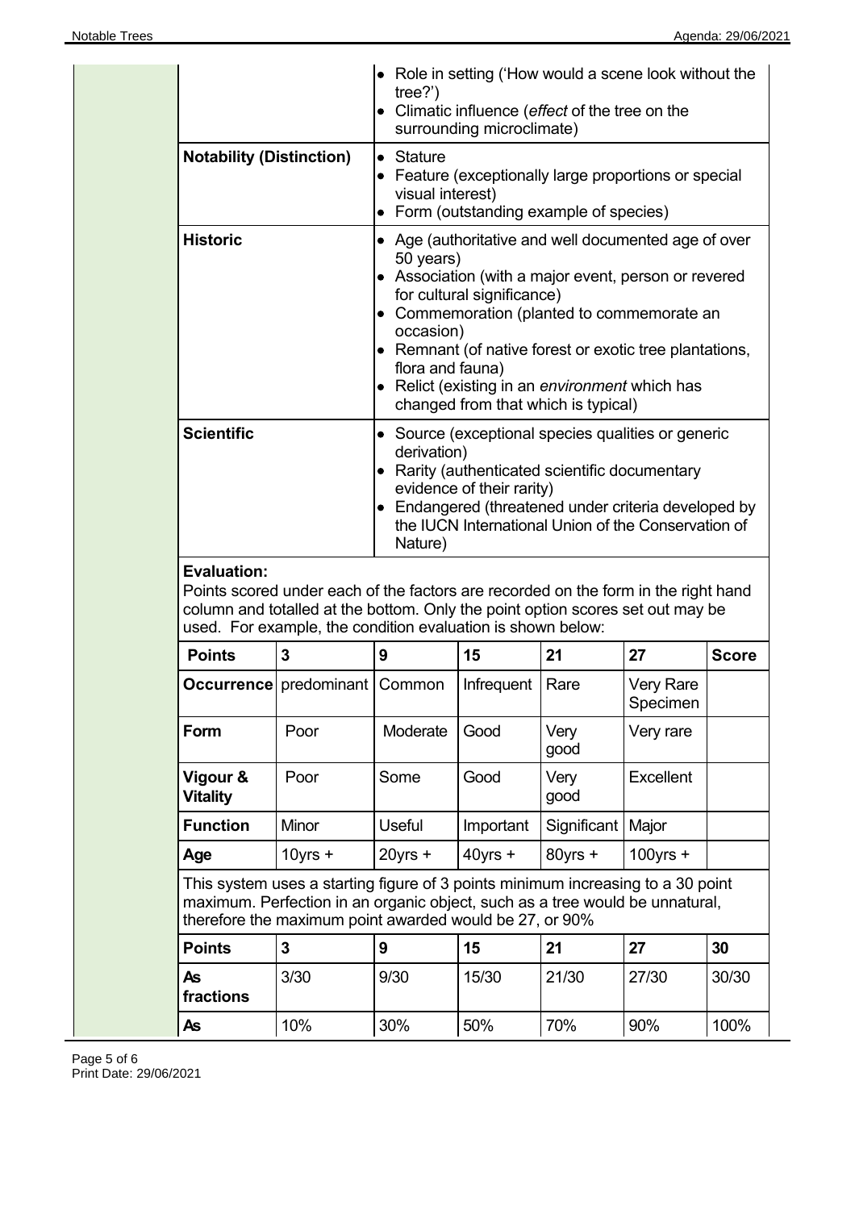| | |
|---|---|
| | • Role in setting ('How would a scene look without the tree?')<br>• Climatic influence (*effect* of the tree on the surrounding microclimate) |
| **Notability (Distinction)** | • Stature<br>• Feature (exceptionally large proportions or special visual interest)<br>• Form (outstanding example of species) |
| **Historic** | • Age (authoritative and well documented age of over 50 years)<br>• Association (with a major event, person or revered for cultural significance)<br>• Commemoration (planted to commemorate an occasion)<br>• Remnant (of native forest or exotic tree plantations, flora and fauna)<br>• Relict (existing in an *environment* which has changed from that which is typical) |
| **Scientific** | • Source (exceptional species qualities or generic derivation)<br>• Rarity (authenticated scientific documentary evidence of their rarity)<br>• Endangered (threatened under criteria developed by the IUCN International Union of the Conservation of Nature) |

**Evaluation:**

Points scored under each of the factors are recorded on the form in the right hand column and totalled at the bottom. Only the point option scores set out may be used. For example, the condition evaluation is shown below:

| Points | 3 | 9 | 15 | 21 | 27 | Score |
|---|---|---|---|---|---|---|
| **Occurrence** | predominant | Common | Infrequent | Rare | Very Rare Specimen | |
| **Form** | Poor | Moderate | Good | Very good | Very rare | |
| **Vigour & Vitality** | Poor | Some | Good | Very good | Excellent | |
| **Function** | Minor | Useful | Important | Significant | Major | |
| **Age** | 10yrs + | 20yrs + | 40yrs + | 80yrs + | 100yrs + | |

This system uses a starting figure of 3 points minimum increasing to a 30 point maximum. Perfection in an organic object, such as a tree would be unnatural, therefore the maximum point awarded would be 27, or 90%

| Points | 3 | 9 | 15 | 21 | 27 | 30 |
|---|---|---|---|---|---|---|
| **As fractions** | 3/30 | 9/30 | 15/30 | 21/30 | 27/30 | 30/30 |
| **As** | 10% | 30% | 50% | 70% | 90% | 100% |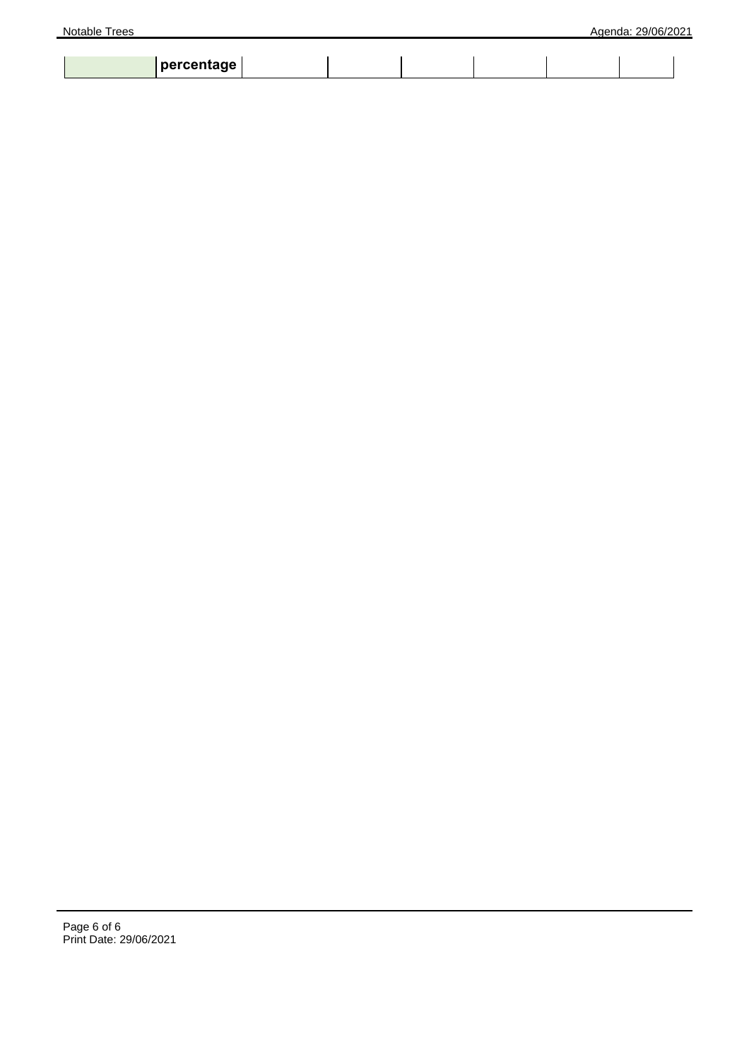| | | | | | | | |
|---|---|---|---|---|---|---|---|
| | **percentage** | | | | | | |